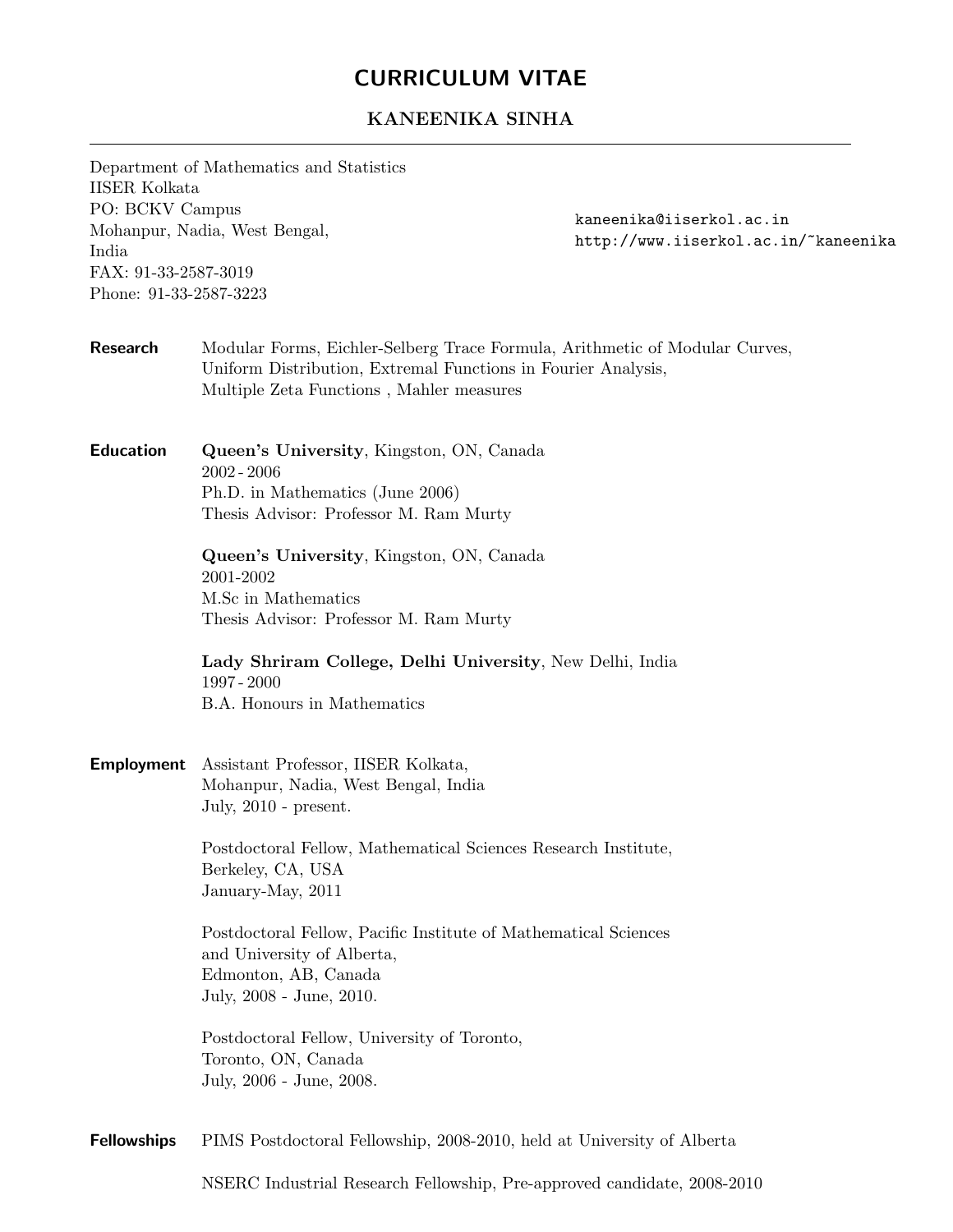# CURRICULUM VITAE

## KANEENIKA SINHA

---

Department of Mathematics and Statistics
IISER Kolkata
PO: BCKV Campus
Mohanpur, Nadia, West Bengal,
India
FAX: 91-33-2587-3019
Phone: 91-33-2587-3223

kaneenika@iiserkol.ac.in
http://www.iiserkol.ac.in/~kaneenika

**Research**

Modular Forms, Eichler-Selberg Trace Formula, Arithmetic of Modular Curves, Uniform Distribution, Extremal Functions in Fourier Analysis, Multiple Zeta Functions , Mahler measures

**Education**

**Queen's University**, Kingston, ON, Canada
2002 - 2006
Ph.D. in Mathematics (June 2006)
Thesis Advisor: Professor M. Ram Murty

**Queen's University**, Kingston, ON, Canada
2001-2002
M.Sc in Mathematics
Thesis Advisor: Professor M. Ram Murty

**Lady Shriram College, Delhi University**, New Delhi, India
1997 - 2000
B.A. Honours in Mathematics

**Employment**

Assistant Professor, IISER Kolkata,
Mohanpur, Nadia, West Bengal, India
July, 2010 - present.

Postdoctoral Fellow, Mathematical Sciences Research Institute,
Berkeley, CA, USA
January-May, 2011

Postdoctoral Fellow, Pacific Institute of Mathematical Sciences
and University of Alberta,
Edmonton, AB, Canada
July, 2008 - June, 2010.

Postdoctoral Fellow, University of Toronto,
Toronto, ON, Canada
July, 2006 - June, 2008.

**Fellowships**

PIMS Postdoctoral Fellowship, 2008-2010, held at University of Alberta

NSERC Industrial Research Fellowship, Pre-approved candidate, 2008-2010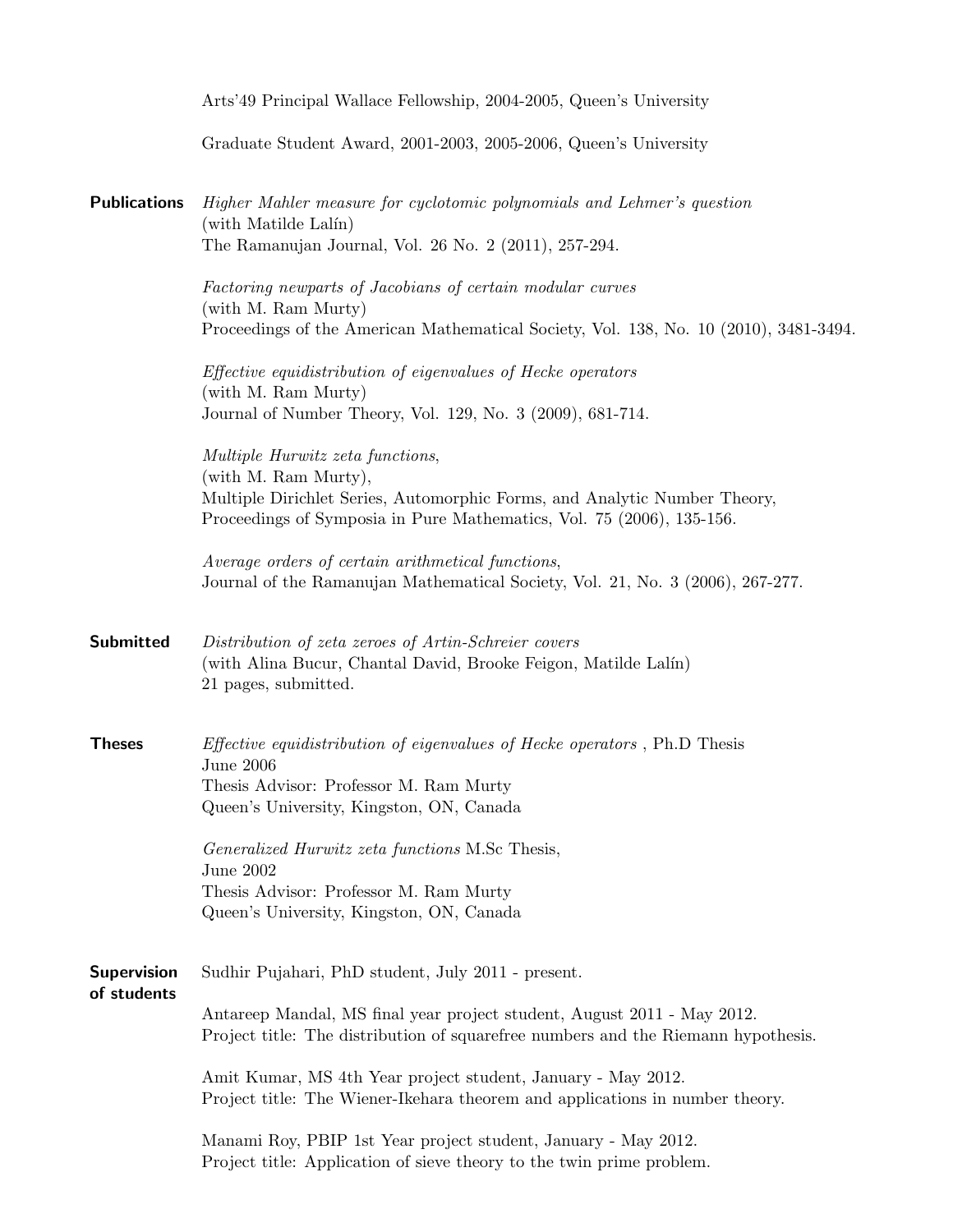Arts'49 Principal Wallace Fellowship, 2004-2005, Queen's University

Graduate Student Award, 2001-2003, 2005-2006, Queen's University

**Publications**

*Higher Mahler measure for cyclotomic polynomials and Lehmer's question*
(with Matilde Lalín)
The Ramanujan Journal, Vol. 26 No. 2 (2011), 257-294.

*Factoring newparts of Jacobians of certain modular curves*
(with M. Ram Murty)
Proceedings of the American Mathematical Society, Vol. 138, No. 10 (2010), 3481-3494.

*Effective equidistribution of eigenvalues of Hecke operators*
(with M. Ram Murty)
Journal of Number Theory, Vol. 129, No. 3 (2009), 681-714.

*Multiple Hurwitz zeta functions*,
(with M. Ram Murty),
Multiple Dirichlet Series, Automorphic Forms, and Analytic Number Theory,
Proceedings of Symposia in Pure Mathematics, Vol. 75 (2006), 135-156.

*Average orders of certain arithmetical functions*,
Journal of the Ramanujan Mathematical Society, Vol. 21, No. 3 (2006), 267-277.

**Submitted**

*Distribution of zeta zeroes of Artin-Schreier covers*
(with Alina Bucur, Chantal David, Brooke Feigon, Matilde Lalín)
21 pages, submitted.

**Theses**

*Effective equidistribution of eigenvalues of Hecke operators* , Ph.D Thesis
June 2006
Thesis Advisor: Professor M. Ram Murty
Queen's University, Kingston, ON, Canada

*Generalized Hurwitz zeta functions* M.Sc Thesis,
June 2002
Thesis Advisor: Professor M. Ram Murty
Queen's University, Kingston, ON, Canada

**Supervision of students**

Sudhir Pujahari, PhD student, July 2011 - present.

Antareep Mandal, MS final year project student, August 2011 - May 2012.
Project title: The distribution of squarefree numbers and the Riemann hypothesis.

Amit Kumar, MS 4th Year project student, January - May 2012.
Project title: The Wiener-Ikehara theorem and applications in number theory.

Manami Roy, PBIP 1st Year project student, January - May 2012.
Project title: Application of sieve theory to the twin prime problem.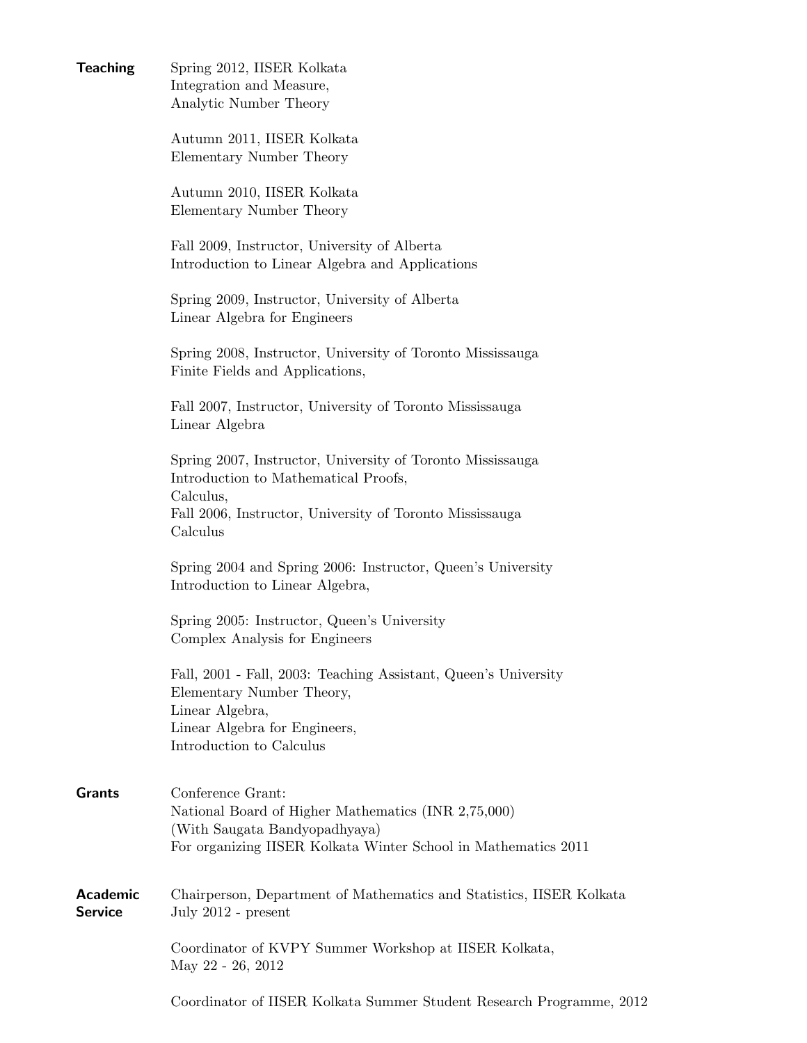## Teaching

Spring 2012, IISER Kolkata
Integration and Measure,
Analytic Number Theory

Autumn 2011, IISER Kolkata
Elementary Number Theory

Autumn 2010, IISER Kolkata
Elementary Number Theory

Fall 2009, Instructor, University of Alberta
Introduction to Linear Algebra and Applications

Spring 2009, Instructor, University of Alberta
Linear Algebra for Engineers

Spring 2008, Instructor, University of Toronto Mississauga
Finite Fields and Applications,

Fall 2007, Instructor, University of Toronto Mississauga
Linear Algebra

Spring 2007, Instructor, University of Toronto Mississauga
Introduction to Mathematical Proofs,
Calculus,
Fall 2006, Instructor, University of Toronto Mississauga
Calculus

Spring 2004 and Spring 2006: Instructor, Queen's University
Introduction to Linear Algebra,

Spring 2005: Instructor, Queen's University
Complex Analysis for Engineers

Fall, 2001 - Fall, 2003: Teaching Assistant, Queen's University
Elementary Number Theory,
Linear Algebra,
Linear Algebra for Engineers,
Introduction to Calculus

## Grants

Conference Grant:
National Board of Higher Mathematics (INR 2,75,000)
(With Saugata Bandyopadhyaya)
For organizing IISER Kolkata Winter School in Mathematics 2011

## Academic Service

Chairperson, Department of Mathematics and Statistics, IISER Kolkata
July 2012 - present

Coordinator of KVPY Summer Workshop at IISER Kolkata,
May 22 - 26, 2012

Coordinator of IISER Kolkata Summer Student Research Programme, 2012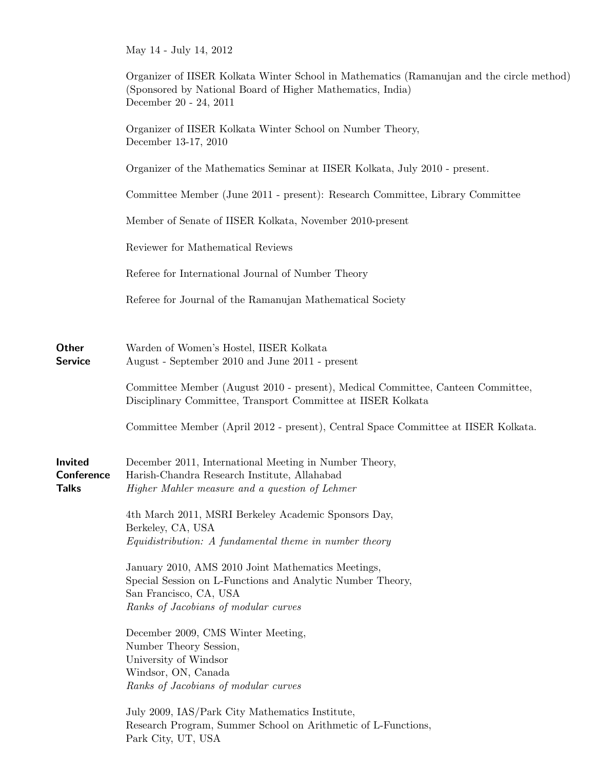May 14 - July 14, 2012

Organizer of IISER Kolkata Winter School in Mathematics (Ramanujan and the circle method) (Sponsored by National Board of Higher Mathematics, India)
December 20 - 24, 2011

Organizer of IISER Kolkata Winter School on Number Theory,
December 13-17, 2010

Organizer of the Mathematics Seminar at IISER Kolkata, July 2010 - present.

Committee Member (June 2011 - present): Research Committee, Library Committee

Member of Senate of IISER Kolkata, November 2010-present

Reviewer for Mathematical Reviews

Referee for International Journal of Number Theory

Referee for Journal of the Ramanujan Mathematical Society

**Other Service**

Warden of Women's Hostel, IISER Kolkata
August - September 2010 and June 2011 - present

Committee Member (August 2010 - present), Medical Committee, Canteen Committee, Disciplinary Committee, Transport Committee at IISER Kolkata

Committee Member (April 2012 - present), Central Space Committee at IISER Kolkata.

**Invited Conference Talks**

December 2011, International Meeting in Number Theory,
Harish-Chandra Research Institute, Allahabad
*Higher Mahler measure and a question of Lehmer*

4th March 2011, MSRI Berkeley Academic Sponsors Day,
Berkeley, CA, USA
*Equidistribution: A fundamental theme in number theory*

January 2010, AMS 2010 Joint Mathematics Meetings,
Special Session on L-Functions and Analytic Number Theory,
San Francisco, CA, USA
*Ranks of Jacobians of modular curves*

December 2009, CMS Winter Meeting,
Number Theory Session,
University of Windsor
Windsor, ON, Canada
*Ranks of Jacobians of modular curves*

July 2009, IAS/Park City Mathematics Institute,
Research Program, Summer School on Arithmetic of L-Functions,
Park City, UT, USA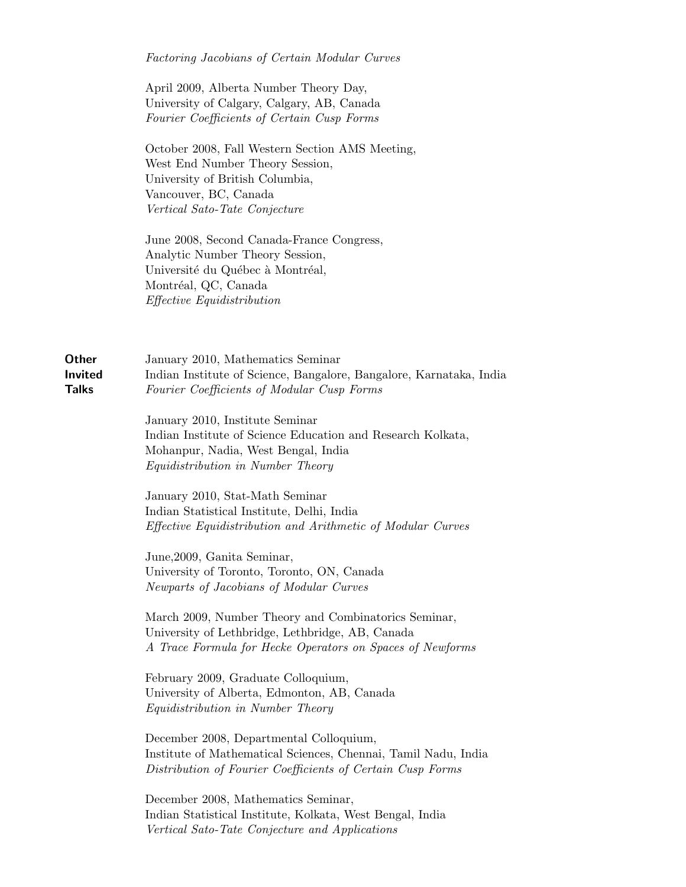*Factoring Jacobians of Certain Modular Curves*

April 2009, Alberta Number Theory Day,
University of Calgary, Calgary, AB, Canada
*Fourier Coefficients of Certain Cusp Forms*

October 2008, Fall Western Section AMS Meeting,
West End Number Theory Session,
University of British Columbia,
Vancouver, BC, Canada
*Vertical Sato-Tate Conjecture*

June 2008, Second Canada-France Congress,
Analytic Number Theory Session,
Université du Québec à Montréal,
Montréal, QC, Canada
*Effective Equidistribution*

**Other Invited Talks**

January 2010, Mathematics Seminar
Indian Institute of Science, Bangalore, Bangalore, Karnataka, India
*Fourier Coefficients of Modular Cusp Forms*

January 2010, Institute Seminar
Indian Institute of Science Education and Research Kolkata,
Mohanpur, Nadia, West Bengal, India
*Equidistribution in Number Theory*

January 2010, Stat-Math Seminar
Indian Statistical Institute, Delhi, India
*Effective Equidistribution and Arithmetic of Modular Curves*

June,2009, Ganita Seminar,
University of Toronto, Toronto, ON, Canada
*Newparts of Jacobians of Modular Curves*

March 2009, Number Theory and Combinatorics Seminar,
University of Lethbridge, Lethbridge, AB, Canada
*A Trace Formula for Hecke Operators on Spaces of Newforms*

February 2009, Graduate Colloquium,
University of Alberta, Edmonton, AB, Canada
*Equidistribution in Number Theory*

December 2008, Departmental Colloquium,
Institute of Mathematical Sciences, Chennai, Tamil Nadu, India
*Distribution of Fourier Coefficients of Certain Cusp Forms*

December 2008, Mathematics Seminar,
Indian Statistical Institute, Kolkata, West Bengal, India
*Vertical Sato-Tate Conjecture and Applications*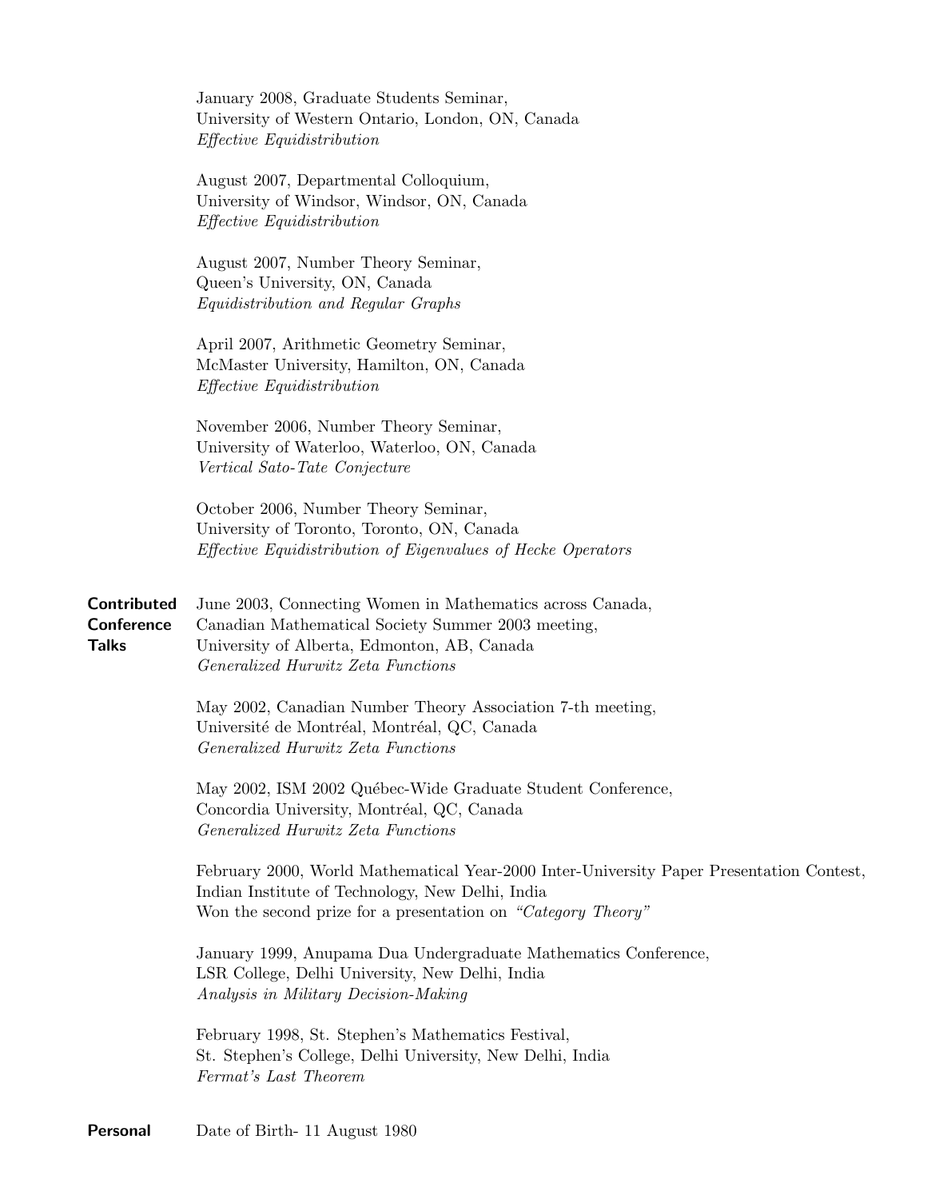January 2008, Graduate Students Seminar,
University of Western Ontario, London, ON, Canada
*Effective Equidistribution*

August 2007, Departmental Colloquium,
University of Windsor, Windsor, ON, Canada
*Effective Equidistribution*

August 2007, Number Theory Seminar,
Queen's University, ON, Canada
*Equidistribution and Regular Graphs*

April 2007, Arithmetic Geometry Seminar,
McMaster University, Hamilton, ON, Canada
*Effective Equidistribution*

November 2006, Number Theory Seminar,
University of Waterloo, Waterloo, ON, Canada
*Vertical Sato-Tate Conjecture*

October 2006, Number Theory Seminar,
University of Toronto, Toronto, ON, Canada
*Effective Equidistribution of Eigenvalues of Hecke Operators*

**Contributed Conference Talks**

June 2003, Connecting Women in Mathematics across Canada,
Canadian Mathematical Society Summer 2003 meeting,
University of Alberta, Edmonton, AB, Canada
*Generalized Hurwitz Zeta Functions*

May 2002, Canadian Number Theory Association 7-th meeting,
Université de Montréal, Montréal, QC, Canada
*Generalized Hurwitz Zeta Functions*

May 2002, ISM 2002 Québec-Wide Graduate Student Conference,
Concordia University, Montréal, QC, Canada
*Generalized Hurwitz Zeta Functions*

February 2000, World Mathematical Year-2000 Inter-University Paper Presentation Contest,
Indian Institute of Technology, New Delhi, India
Won the second prize for a presentation on *"Category Theory"*

January 1999, Anupama Dua Undergraduate Mathematics Conference,
LSR College, Delhi University, New Delhi, India
*Analysis in Military Decision-Making*

February 1998, St. Stephen's Mathematics Festival,
St. Stephen's College, Delhi University, New Delhi, India
*Fermat's Last Theorem*

**Personal**

Date of Birth- 11 August 1980